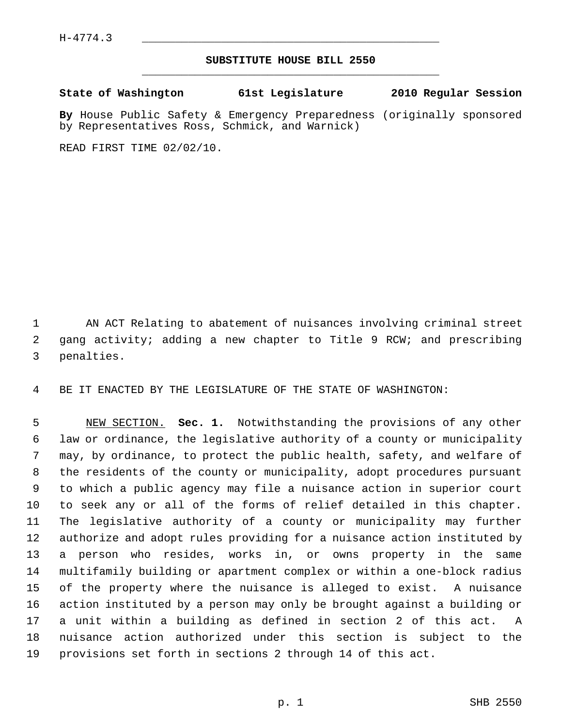H-4774.3

## SUBSTITUTE HOUSE BILL 2550

**State of Washington 61st Legislature 2010 Regular Session**

**By** House Public Safety & Emergency Preparedness (originally sponsored by Representatives Ross, Schmick, and Warnick)

READ FIRST TIME 02/02/10.

AN ACT Relating to abatement of nuisances involving criminal street gang activity; adding a new chapter to Title 9 RCW; and prescribing penalties.

BE IT ENACTED BY THE LEGISLATURE OF THE STATE OF WASHINGTON:

NEW SECTION. **Sec. 1.** Notwithstanding the provisions of any other law or ordinance, the legislative authority of a county or municipality may, by ordinance, to protect the public health, safety, and welfare of the residents of the county or municipality, adopt procedures pursuant to which a public agency may file a nuisance action in superior court to seek any or all of the forms of relief detailed in this chapter. The legislative authority of a county or municipality may further authorize and adopt rules providing for a nuisance action instituted by a person who resides, works in, or owns property in the same multifamily building or apartment complex or within a one-block radius of the property where the nuisance is alleged to exist. A nuisance action instituted by a person may only be brought against a building or a unit within a building as defined in section 2 of this act. A nuisance action authorized under this section is subject to the provisions set forth in sections 2 through 14 of this act.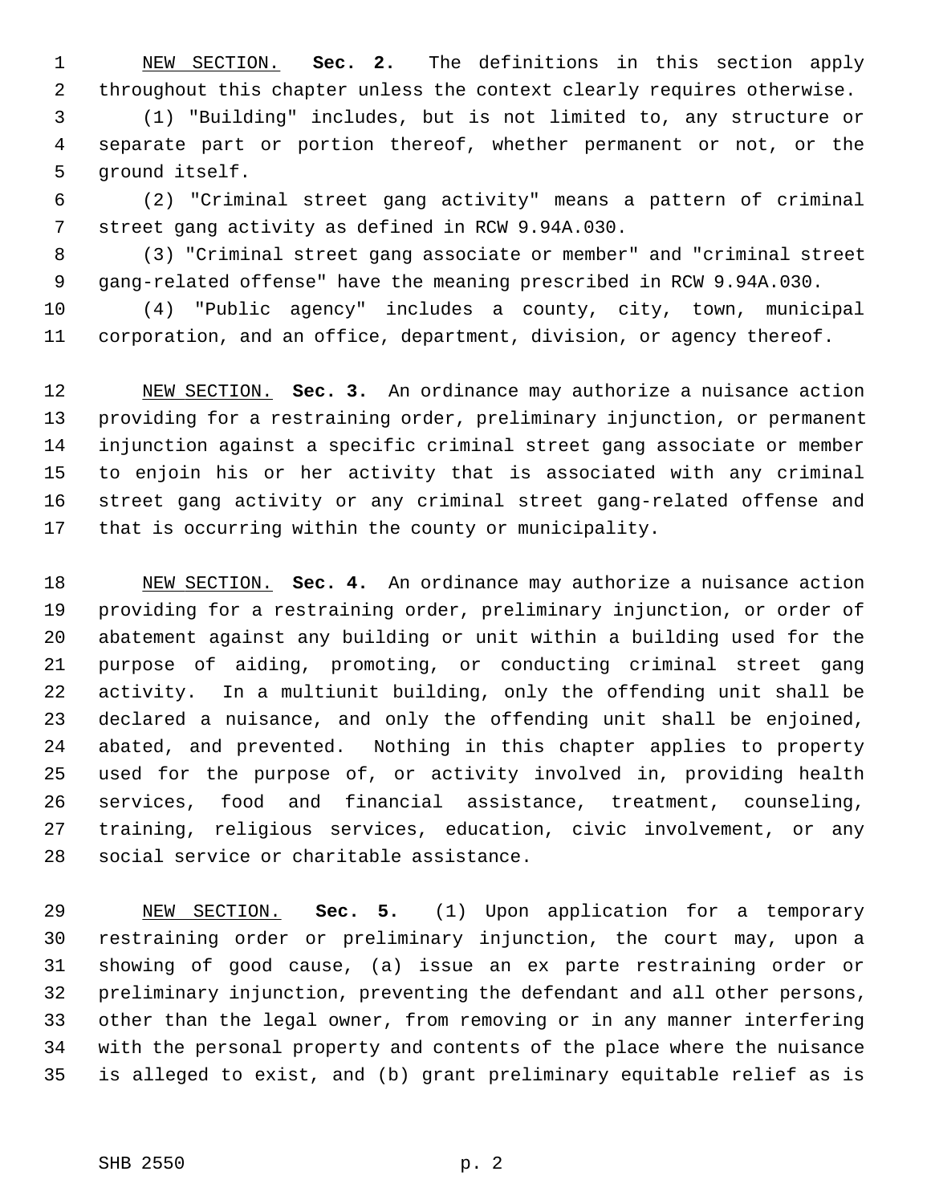NEW SECTION. **Sec. 2.** The definitions in this section apply throughout this chapter unless the context clearly requires otherwise.

(1) "Building" includes, but is not limited to, any structure or separate part or portion thereof, whether permanent or not, or the ground itself.

(2) "Criminal street gang activity" means a pattern of criminal street gang activity as defined in RCW 9.94A.030.

(3) "Criminal street gang associate or member" and "criminal street gang-related offense" have the meaning prescribed in RCW 9.94A.030.

(4) "Public agency" includes a county, city, town, municipal corporation, and an office, department, division, or agency thereof.

NEW SECTION. **Sec. 3.** An ordinance may authorize a nuisance action providing for a restraining order, preliminary injunction, or permanent injunction against a specific criminal street gang associate or member to enjoin his or her activity that is associated with any criminal street gang activity or any criminal street gang-related offense and that is occurring within the county or municipality.

NEW SECTION. **Sec. 4.** An ordinance may authorize a nuisance action providing for a restraining order, preliminary injunction, or order of abatement against any building or unit within a building used for the purpose of aiding, promoting, or conducting criminal street gang activity. In a multiunit building, only the offending unit shall be declared a nuisance, and only the offending unit shall be enjoined, abated, and prevented. Nothing in this chapter applies to property used for the purpose of, or activity involved in, providing health services, food and financial assistance, treatment, counseling, training, religious services, education, civic involvement, or any social service or charitable assistance.

NEW SECTION. **Sec. 5.** (1) Upon application for a temporary restraining order or preliminary injunction, the court may, upon a showing of good cause, (a) issue an ex parte restraining order or preliminary injunction, preventing the defendant and all other persons, other than the legal owner, from removing or in any manner interfering with the personal property and contents of the place where the nuisance is alleged to exist, and (b) grant preliminary equitable relief as is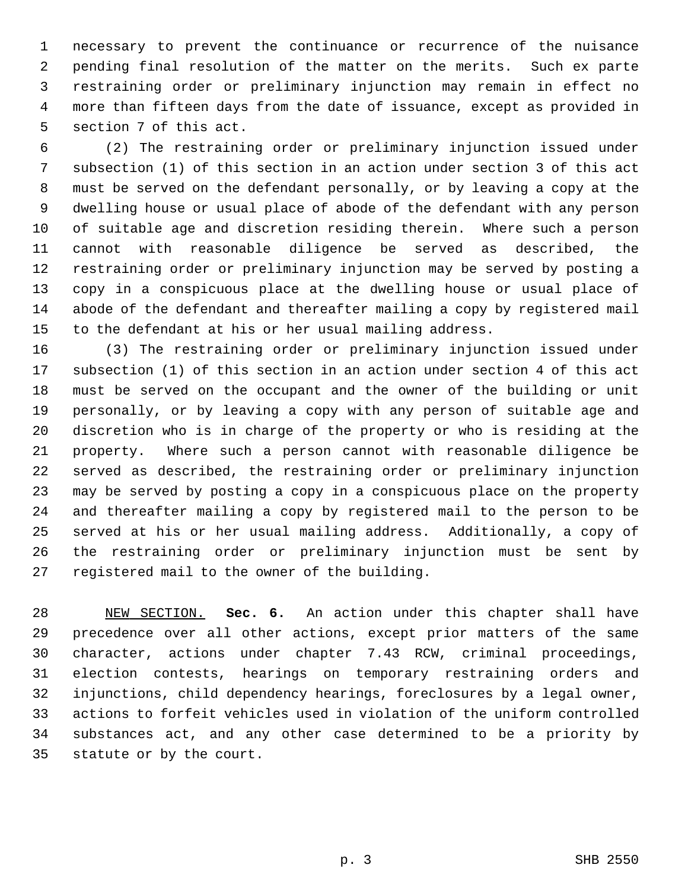necessary to prevent the continuance or recurrence of the nuisance pending final resolution of the matter on the merits. Such ex parte restraining order or preliminary injunction may remain in effect no more than fifteen days from the date of issuance, except as provided in section 7 of this act.

(2) The restraining order or preliminary injunction issued under subsection (1) of this section in an action under section 3 of this act must be served on the defendant personally, or by leaving a copy at the dwelling house or usual place of abode of the defendant with any person of suitable age and discretion residing therein. Where such a person cannot with reasonable diligence be served as described, the restraining order or preliminary injunction may be served by posting a copy in a conspicuous place at the dwelling house or usual place of abode of the defendant and thereafter mailing a copy by registered mail to the defendant at his or her usual mailing address.

(3) The restraining order or preliminary injunction issued under subsection (1) of this section in an action under section 4 of this act must be served on the occupant and the owner of the building or unit personally, or by leaving a copy with any person of suitable age and discretion who is in charge of the property or who is residing at the property. Where such a person cannot with reasonable diligence be served as described, the restraining order or preliminary injunction may be served by posting a copy in a conspicuous place on the property and thereafter mailing a copy by registered mail to the person to be served at his or her usual mailing address. Additionally, a copy of the restraining order or preliminary injunction must be sent by registered mail to the owner of the building.

NEW SECTION. **Sec. 6.** An action under this chapter shall have precedence over all other actions, except prior matters of the same character, actions under chapter 7.43 RCW, criminal proceedings, election contests, hearings on temporary restraining orders and injunctions, child dependency hearings, foreclosures by a legal owner, actions to forfeit vehicles used in violation of the uniform controlled substances act, and any other case determined to be a priority by statute or by the court.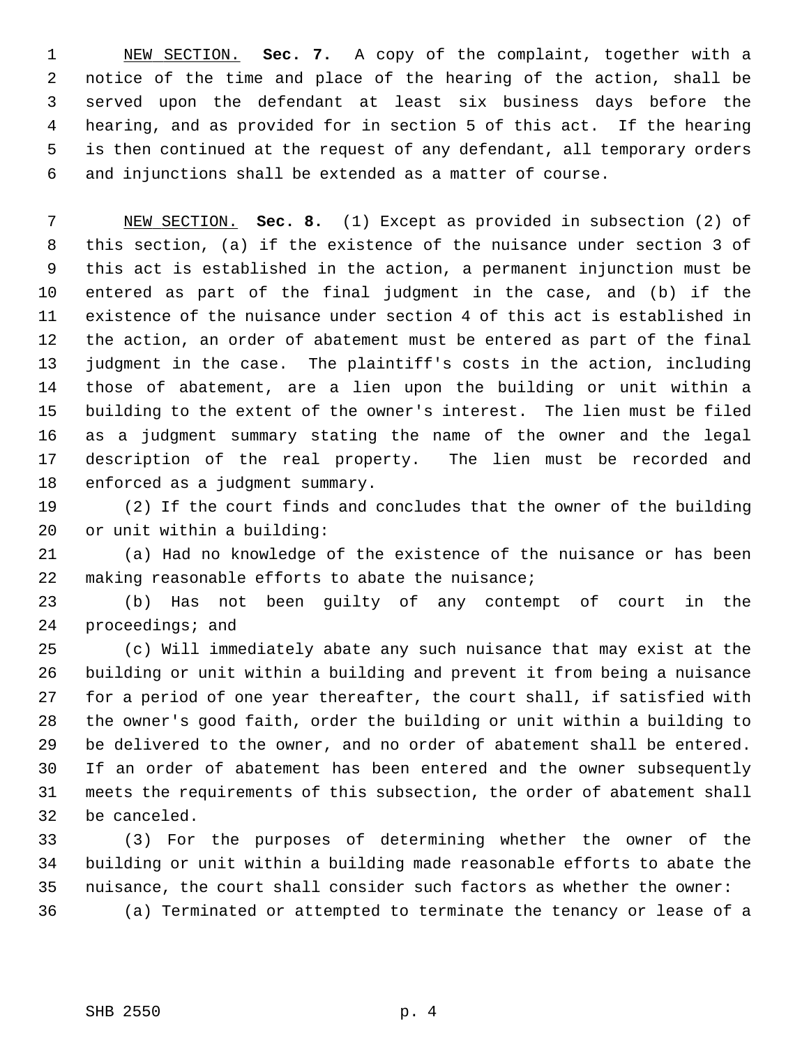NEW SECTION. **Sec. 7.** A copy of the complaint, together with a notice of the time and place of the hearing of the action, shall be served upon the defendant at least six business days before the hearing, and as provided for in section 5 of this act. If the hearing is then continued at the request of any defendant, all temporary orders and injunctions shall be extended as a matter of course.

NEW SECTION. **Sec. 8.** (1) Except as provided in subsection (2) of this section, (a) if the existence of the nuisance under section 3 of this act is established in the action, a permanent injunction must be entered as part of the final judgment in the case, and (b) if the existence of the nuisance under section 4 of this act is established in the action, an order of abatement must be entered as part of the final judgment in the case. The plaintiff's costs in the action, including those of abatement, are a lien upon the building or unit within a building to the extent of the owner's interest. The lien must be filed as a judgment summary stating the name of the owner and the legal description of the real property. The lien must be recorded and enforced as a judgment summary.

(2) If the court finds and concludes that the owner of the building or unit within a building:

(a) Had no knowledge of the existence of the nuisance or has been making reasonable efforts to abate the nuisance;

(b) Has not been guilty of any contempt of court in the proceedings; and

(c) Will immediately abate any such nuisance that may exist at the building or unit within a building and prevent it from being a nuisance for a period of one year thereafter, the court shall, if satisfied with the owner's good faith, order the building or unit within a building to be delivered to the owner, and no order of abatement shall be entered. If an order of abatement has been entered and the owner subsequently meets the requirements of this subsection, the order of abatement shall be canceled.

(3) For the purposes of determining whether the owner of the building or unit within a building made reasonable efforts to abate the nuisance, the court shall consider such factors as whether the owner:

(a) Terminated or attempted to terminate the tenancy or lease of a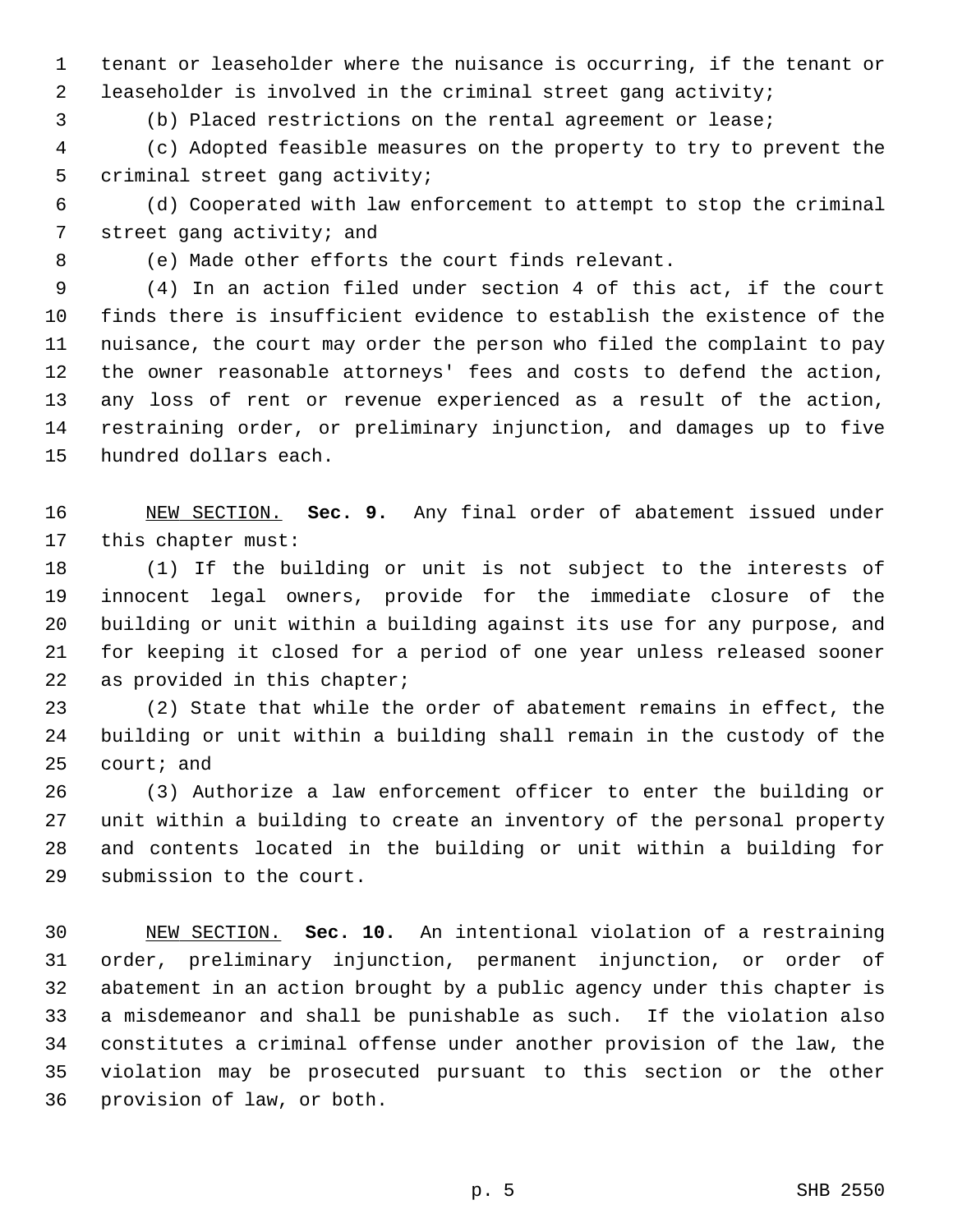tenant or leaseholder where the nuisance is occurring, if the tenant or leaseholder is involved in the criminal street gang activity;

(b) Placed restrictions on the rental agreement or lease;

(c) Adopted feasible measures on the property to try to prevent the criminal street gang activity;

(d) Cooperated with law enforcement to attempt to stop the criminal street gang activity; and

(e) Made other efforts the court finds relevant.

(4) In an action filed under section 4 of this act, if the court finds there is insufficient evidence to establish the existence of the nuisance, the court may order the person who filed the complaint to pay the owner reasonable attorneys' fees and costs to defend the action, any loss of rent or revenue experienced as a result of the action, restraining order, or preliminary injunction, and damages up to five hundred dollars each.

NEW SECTION. **Sec. 9.** Any final order of abatement issued under this chapter must:

(1) If the building or unit is not subject to the interests of innocent legal owners, provide for the immediate closure of the building or unit within a building against its use for any purpose, and for keeping it closed for a period of one year unless released sooner as provided in this chapter;

(2) State that while the order of abatement remains in effect, the building or unit within a building shall remain in the custody of the court; and

(3) Authorize a law enforcement officer to enter the building or unit within a building to create an inventory of the personal property and contents located in the building or unit within a building for submission to the court.

NEW SECTION. **Sec. 10.** An intentional violation of a restraining order, preliminary injunction, permanent injunction, or order of abatement in an action brought by a public agency under this chapter is a misdemeanor and shall be punishable as such. If the violation also constitutes a criminal offense under another provision of the law, the violation may be prosecuted pursuant to this section or the other provision of law, or both.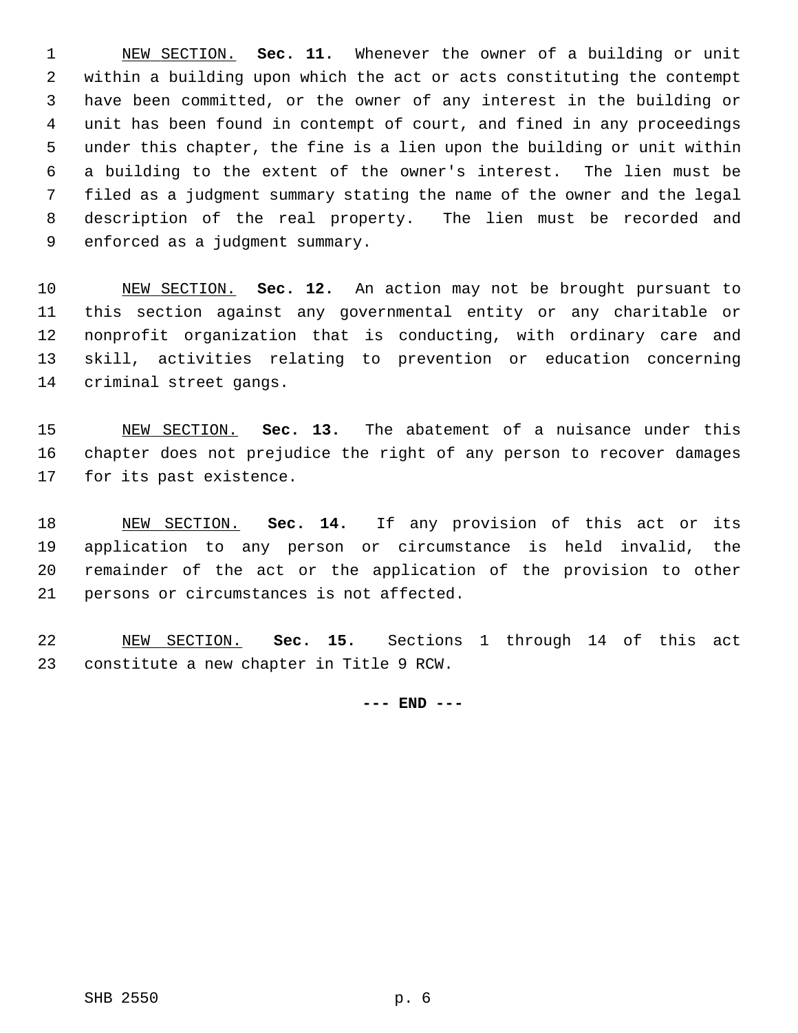NEW SECTION. **Sec. 11.** Whenever the owner of a building or unit within a building upon which the act or acts constituting the contempt have been committed, or the owner of any interest in the building or unit has been found in contempt of court, and fined in any proceedings under this chapter, the fine is a lien upon the building or unit within a building to the extent of the owner's interest. The lien must be filed as a judgment summary stating the name of the owner and the legal description of the real property. The lien must be recorded and enforced as a judgment summary.

NEW SECTION. **Sec. 12.** An action may not be brought pursuant to this section against any governmental entity or any charitable or nonprofit organization that is conducting, with ordinary care and skill, activities relating to prevention or education concerning criminal street gangs.

NEW SECTION. **Sec. 13.** The abatement of a nuisance under this chapter does not prejudice the right of any person to recover damages for its past existence.

NEW SECTION. **Sec. 14.** If any provision of this act or its application to any person or circumstance is held invalid, the remainder of the act or the application of the provision to other persons or circumstances is not affected.

NEW SECTION. **Sec. 15.** Sections 1 through 14 of this act constitute a new chapter in Title 9 RCW.

**--- END ---**